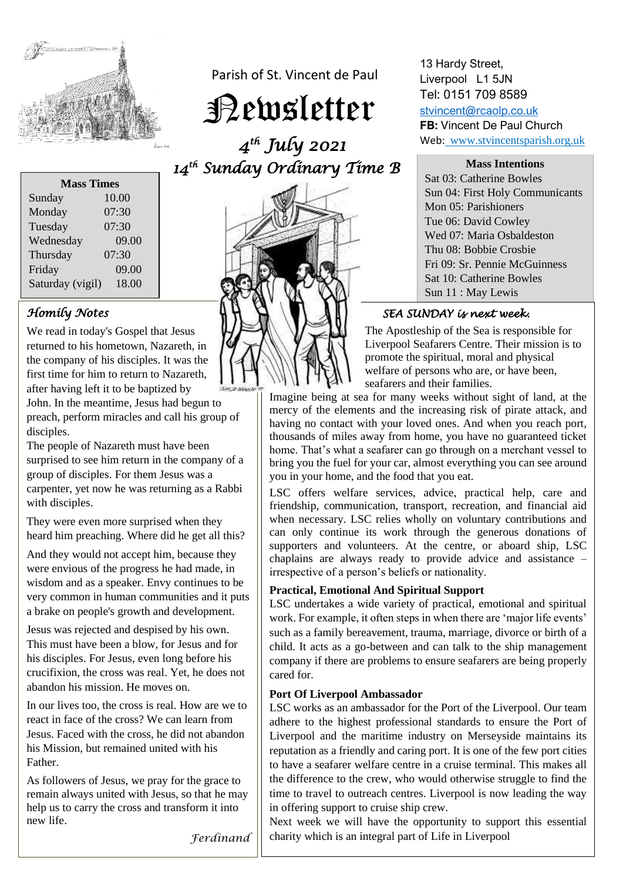Parish of St. Vincent de Paul

# Newsletter

## 4th July 2021
## 14th Sunday Ordinary Time B

13 Hardy Street,
Liverpool L1 5JN
Tel: 0151 709 8589
stvincent@rcaolp.co.uk
**FB:** Vincent De Paul Church
Web: www.stvincentsparish.org.uk

| Mass Times | |
|---|---|
| Sunday | 10.00 |
| Monday | 07:30 |
| Tuesday | 07:30 |
| Wednesday | 09.00 |
| Thursday | 07:30 |
| Friday | 09.00 |
| Saturday (vigil) | 18.00 |

**Mass Intentions**

Sat 03: Catherine Bowles
Sun 04: First Holy Communicants
Mon 05: Parishioners
Tue 06: David Cowley
Wed 07: Maria Osbaldeston
Thu 08: Bobbie Crosbie
Fri 09: Sr. Pennie McGuinness
Sat 10: Catherine Bowles
Sun 11 : May Lewis

### *Homily Notes*

We read in today's Gospel that Jesus returned to his hometown, Nazareth, in the company of his disciples. It was the first time for him to return to Nazareth, after having left it to be baptized by John. In the meantime, Jesus had begun to preach, perform miracles and call his group of disciples.

The people of Nazareth must have been surprised to see him return in the company of a group of disciples. For them Jesus was a carpenter, yet now he was returning as a Rabbi with disciples.

They were even more surprised when they heard him preaching. Where did he get all this?

And they would not accept him, because they were envious of the progress he had made, in wisdom and as a speaker. Envy continues to be very common in human communities and it puts a brake on people's growth and development.

Jesus was rejected and despised by his own. This must have been a blow, for Jesus and for his disciples. For Jesus, even long before his crucifixion, the cross was real. Yet, he does not abandon his mission. He moves on.

In our lives too, the cross is real. How are we to react in face of the cross? We can learn from Jesus. Faced with the cross, he did not abandon his Mission, but remained united with his Father.

As followers of Jesus, we pray for the grace to remain always united with Jesus, so that he may help us to carry the cross and transform it into new life.

*Ferdinand*

### *SEA SUNDAY is next week.*

The Apostleship of the Sea is responsible for Liverpool Seafarers Centre. Their mission is to promote the spiritual, moral and physical welfare of persons who are, or have been, seafarers and their families.

Imagine being at sea for many weeks without sight of land, at the mercy of the elements and the increasing risk of pirate attack, and having no contact with your loved ones. And when you reach port, thousands of miles away from home, you have no guaranteed ticket home. That's what a seafarer can go through on a merchant vessel to bring you the fuel for your car, almost everything you can see around you in your home, and the food that you eat.

LSC offers welfare services, advice, practical help, care and friendship, communication, transport, recreation, and financial aid when necessary. LSC relies wholly on voluntary contributions and can only continue its work through the generous donations of supporters and volunteers. At the centre, or aboard ship, LSC chaplains are always ready to provide advice and assistance – irrespective of a person's beliefs or nationality.

**Practical, Emotional And Spiritual Support**

LSC undertakes a wide variety of practical, emotional and spiritual work. For example, it often steps in when there are 'major life events' such as a family bereavement, trauma, marriage, divorce or birth of a child. It acts as a go-between and can talk to the ship management company if there are problems to ensure seafarers are being properly cared for.

**Port Of Liverpool Ambassador**

LSC works as an ambassador for the Port of the Liverpool. Our team adhere to the highest professional standards to ensure the Port of Liverpool and the maritime industry on Merseyside maintains its reputation as a friendly and caring port. It is one of the few port cities to have a seafarer welfare centre in a cruise terminal. This makes all the difference to the crew, who would otherwise struggle to find the time to travel to outreach centres. Liverpool is now leading the way in offering support to cruise ship crew.

Next week we will have the opportunity to support this essential charity which is an integral part of Life in Liverpool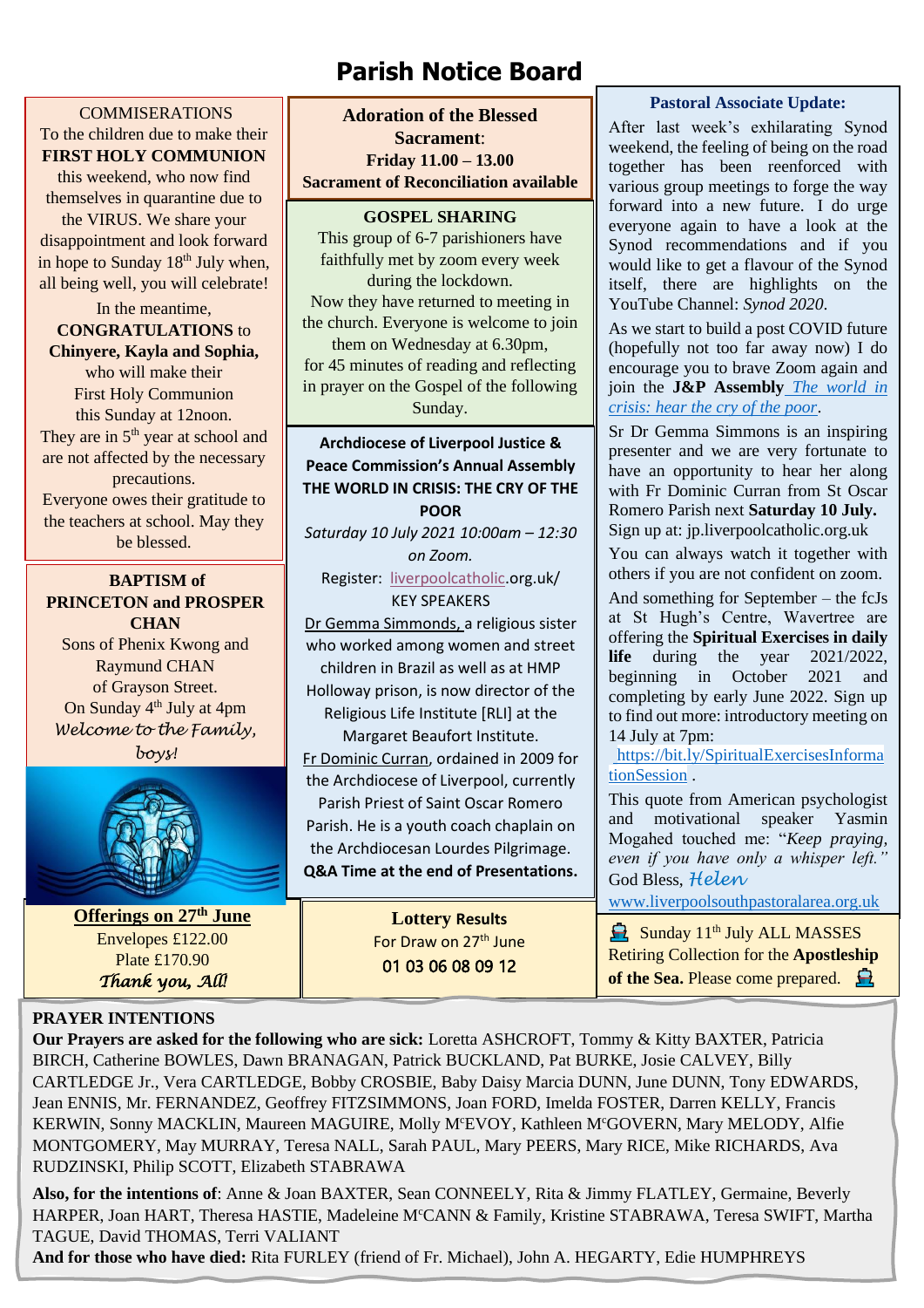# Parish Notice Board

COMMISERATIONS
To the children due to make their **FIRST HOLY COMMUNION** this weekend, who now find themselves in quarantine due to the VIRUS. We share your disappointment and look forward in hope to Sunday 18th July when, all being well, you will celebrate!

In the meantime, **CONGRATULATIONS** to **Chinyere, Kayla and Sophia,** who will make their First Holy Communion this Sunday at 12noon. They are in 5th year at school and are not affected by the necessary precautions. Everyone owes their gratitude to the teachers at school. May they be blessed.

**BAPTISM of PRINCETON and PROSPER CHAN**
Sons of Phenix Kwong and Raymund CHAN of Grayson Street.
On Sunday 4th July at 4pm
*Welcome to the Family, boys!*

**Offerings on 27th June**
Envelopes £122.00
Plate £170.90
*Thank you, All!*

**Adoration of the Blessed Sacrament**:
**Friday 11.00 – 13.00**
**Sacrament of Reconciliation available**

**GOSPEL SHARING**
This group of 6-7 parishioners have faithfully met by zoom every week during the lockdown.
Now they have returned to meeting in the church. Everyone is welcome to join them on Wednesday at 6.30pm, for 45 minutes of reading and reflecting in prayer on the Gospel of the following Sunday.

**Archdiocese of Liverpool Justice & Peace Commission's Annual Assembly**
**THE WORLD IN CRISIS: THE CRY OF THE POOR**
*Saturday 10 July 2021 10:00am – 12:30 on Zoom.*
Register: liverpoolcatholic.org.uk/
KEY SPEAKERS
Dr Gemma Simmonds, a religious sister who worked among women and street children in Brazil as well as at HMP Holloway prison, is now director of the Religious Life Institute [RLI] at the Margaret Beaufort Institute.
Fr Dominic Curran, ordained in 2009 for the Archdiocese of Liverpool, currently Parish Priest of Saint Oscar Romero Parish. He is a youth coach chaplain on the Archdiocesan Lourdes Pilgrimage.
**Q&A Time at the end of Presentations.**

**Lottery Results**
For Draw on 27th June
01 03 06 08 09 12

**Pastoral Associate Update:**

After last week's exhilarating Synod weekend, the feeling of being on the road together has been reenforced with various group meetings to forge the way forward into a new future. I do urge everyone again to have a look at the Synod recommendations and if you would like to get a flavour of the Synod itself, there are highlights on the YouTube Channel: *Synod 2020*.

As we start to build a post COVID future (hopefully not too far away now) I do encourage you to brave Zoom again and join the **J&P Assembly** *The world in crisis: hear the cry of the poor*.

Sr Dr Gemma Simmons is an inspiring presenter and we are very fortunate to have an opportunity to hear her along with Fr Dominic Curran from St Oscar Romero Parish next **Saturday 10 July.** Sign up at: jp.liverpoolcatholic.org.uk

You can always watch it together with others if you are not confident on zoom.

And something for September – the fcJs at St Hugh's Centre, Wavertree are offering the **Spiritual Exercises in daily life** during the year 2021/2022, beginning in October 2021 and completing by early June 2022. Sign up to find out more: introductory meeting on 14 July at 7pm:
https://bit.ly/SpiritualExercisesInformationSession .

This quote from American psychologist and motivational speaker Yasmin Mogahed touched me: "*Keep praying, even if you have only a whisper left.*" God Bless, *Helen*

www.liverpoolsouthpastoralarea.org.uk

Sunday 11th July ALL MASSES Retiring Collection for the **Apostleship of the Sea.** Please come prepared.

**PRAYER INTENTIONS**

**Our Prayers are asked for the following who are sick:** Loretta ASHCROFT, Tommy & Kitty BAXTER, Patricia BIRCH, Catherine BOWLES, Dawn BRANAGAN, Patrick BUCKLAND, Pat BURKE, Josie CALVEY, Billy CARTLEDGE Jr., Vera CARTLEDGE, Bobby CROSBIE, Baby Daisy Marcia DUNN, June DUNN, Tony EDWARDS, Jean ENNIS, Mr. FERNANDEZ, Geoffrey FITZSIMMONS, Joan FORD, Imelda FOSTER, Darren KELLY, Francis KERWIN, Sonny MACKLIN, Maureen MAGUIRE, Molly McEVOY, Kathleen McGOVERN, Mary MELODY, Alfie MONTGOMERY, May MURRAY, Teresa NALL, Sarah PAUL, Mary PEERS, Mary RICE, Mike RICHARDS, Ava RUDZINSKI, Philip SCOTT, Elizabeth STABRAWA

**Also, for the intentions of**: Anne & Joan BAXTER, Sean CONNEELY, Rita & Jimmy FLATLEY, Germaine, Beverly HARPER, Joan HART, Theresa HASTIE, Madeleine McCANN & Family, Kristine STABRAWA, Teresa SWIFT, Martha TAGUE, David THOMAS, Terri VALIANT

**And for those who have died:** Rita FURLEY (friend of Fr. Michael), John A. HEGARTY, Edie HUMPHREYS